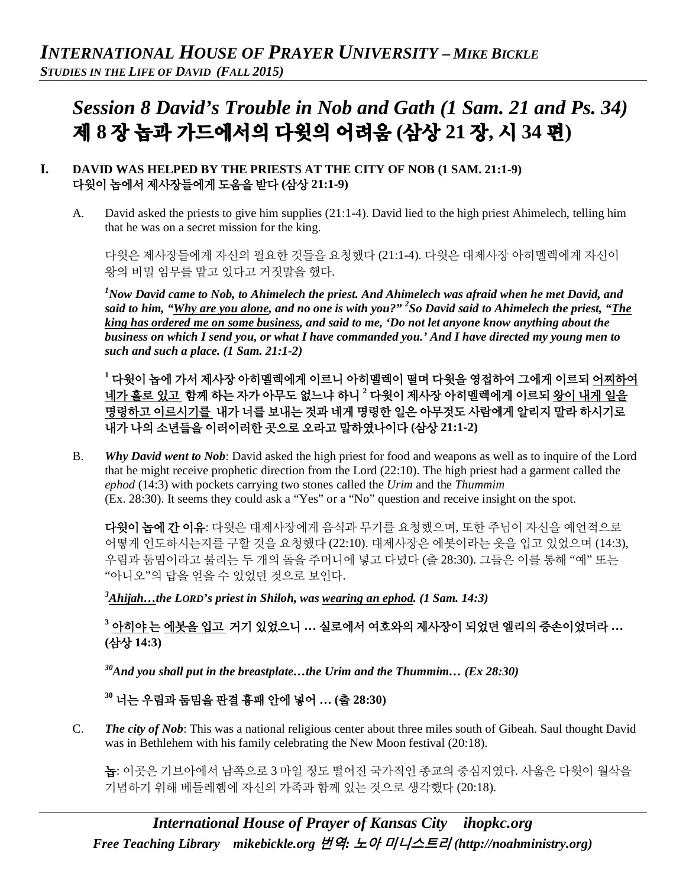# *Session 8 David's Trouble in Nob and Gath (1 Sam. 21 and Ps. 34)*
# 제 8 장 놉과 가드에서의 다윗의 어려움 (삼상 21 장, 시 34 편)

## I. DAVID WAS HELPED BY THE PRIESTS AT THE CITY OF NOB (1 SAM. 21:1-9) 다윗이 놉에서 제사장들에게 도움을 받다 (삼상 21:1-9)

A. David asked the priests to give him supplies (21:1-4). David lied to the high priest Ahimelech, telling him that he was on a secret mission for the king.

다윗은 제사장들에게 자신의 필요한 것들을 요청했다 (21:1-4). 다윗은 대제사장 아히멜렉에게 자신이 왕의 비밀 임무를 맡고 있다고 거짓말을 했다.

***[1]Now David came to Nob, to Ahimelech the priest. And Ahimelech was afraid when he met David, and said to him, "Why are you alone, and no one is with you?" [2]So David said to Ahimelech the priest, "The king has ordered me on some business, and said to me, 'Do not let anyone know anything about the business on which I send you, or what I have commanded you.' And I have directed my young men to such and such a place. (1 Sam. 21:1-2)***

**[1] 다윗이 놉에 가서 제사장 아히멜렉에게 이르니 아히멜렉이 떨며 다윗을 영접하여 그에게 이르되 어찌하여 네가 홀로 있고 함께 하는 자가 아무도 없느냐 하니 [2] 다윗이 제사장 아히멜렉에게 이르되 왕이 내게 일을 명령하고 이르시기를 내가 너를 보내는 것과 네게 명령한 일은 아무것도 사람에게 알리지 말라 하시기로 내가 나의 소년들을 이러이러한 곳으로 오라고 말하였나이다 (삼상 21:1-2)**

B. ***Why David went to Nob***: David asked the high priest for food and weapons as well as to inquire of the Lord that he might receive prophetic direction from the Lord (22:10). The high priest had a garment called the *ephod* (14:3) with pockets carrying two stones called the *Urim* and the *Thummim* (Ex. 28:30). It seems they could ask a "Yes" or a "No" question and receive insight on the spot.

**다윗이 놉에 간 이유**: 다윗은 대제사장에게 음식과 무기를 요청했으며, 또한 주님이 자신을 예언적으로 어떻게 인도하시는지를 구할 것을 요청했다 (22:10). 대제사장은 에봇이라는 옷을 입고 있었으며 (14:3), 우림과 둠밈이라고 불리는 두 개의 돌을 주머니에 넣고 다녔다 (출 28:30). 그들은 이를 통해 "예" 또는 "아니오"의 답을 얻을 수 있었던 것으로 보인다.

***[3]Ahijah…the LORD's priest in Shiloh, was wearing an ephod. (1 Sam. 14:3)***

**[3] 아히야는 에봇을 입고 거기 있었으니 … 실로에서 여호와의 제사장이 되었던 엘리의 증손이었더라 … (삼상 14:3)**

***[30]And you shall put in the breastplate…the Urim and the Thummim… (Ex 28:30)***

**[30] 너는 우림과 둠밈을 판결 흉패 안에 넣어 … (출 28:30)**

C. ***The city of Nob***: This was a national religious center about three miles south of Gibeah. Saul thought David was in Bethlehem with his family celebrating the New Moon festival (20:18).

**놉**: 이곳은 기브아에서 남쪽으로 3 마일 정도 떨어진 국가적인 종교의 중심지였다. 사울은 다윗이 월삭을 기념하기 위해 베들레헴에 자신의 가족과 함께 있는 것으로 생각했다 (20:18).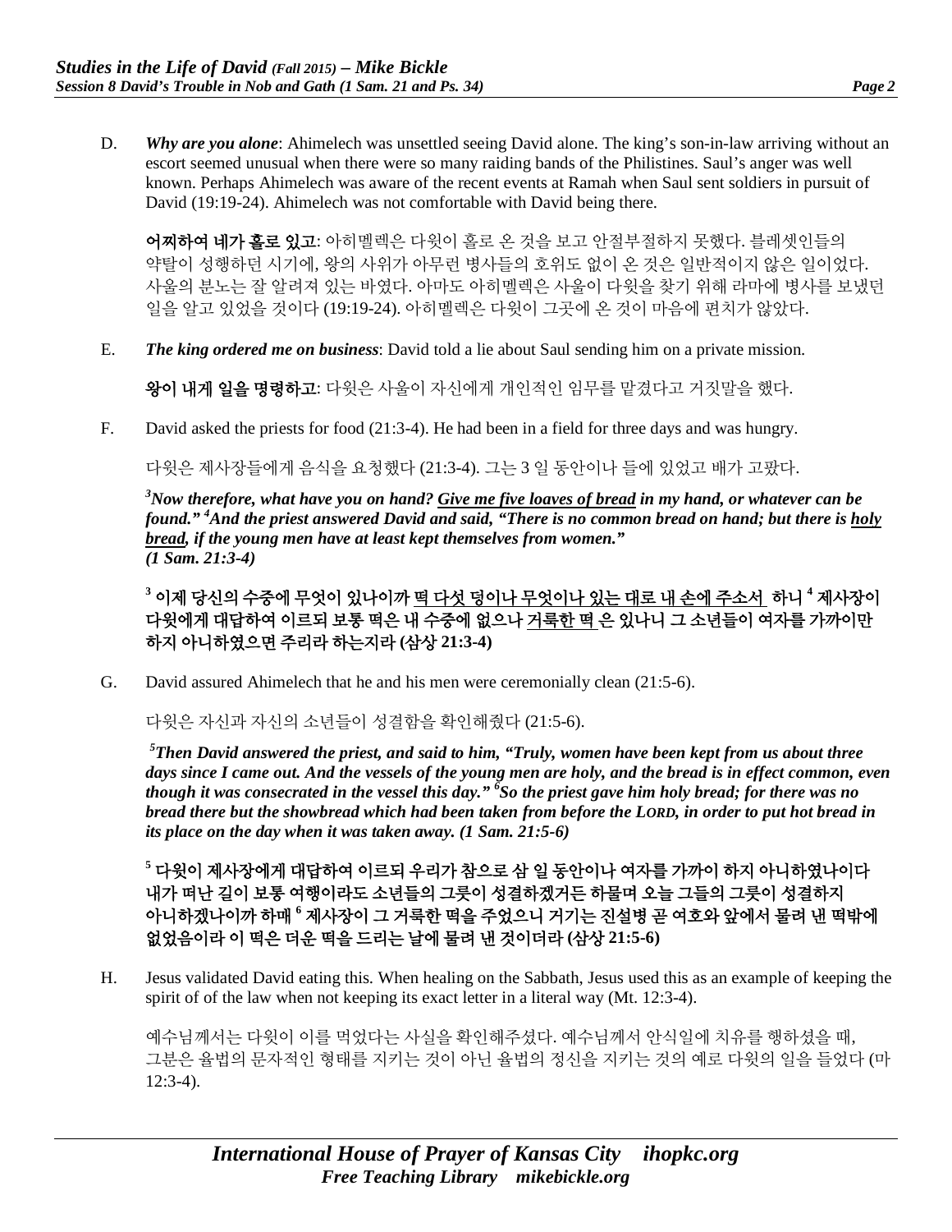D. ***Why are you alone***: Ahimelech was unsettled seeing David alone. The king's son-in-law arriving without an escort seemed unusual when there were so many raiding bands of the Philistines. Saul's anger was well known. Perhaps Ahimelech was aware of the recent events at Ramah when Saul sent soldiers in pursuit of David (19:19-24). Ahimelech was not comfortable with David being there.

**어찌하여 네가 홀로 있고**: 아히멜렉은 다윗이 홀로 온 것을 보고 안절부절하지 못했다. 블레셋인들의 약탈이 성행하던 시기에, 왕의 사위가 아무런 병사들의 호위도 없이 온 것은 일반적이지 않은 일이었다. 사울의 분노는 잘 알려져 있는 바였다. 아마도 아히멜렉은 사울이 다윗을 찾기 위해 라마에 병사를 보냈던 일을 알고 있었을 것이다 (19:19-24). 아히멜렉은 다윗이 그곳에 온 것이 마음에 편치가 않았다.

E. ***The king ordered me on business***: David told a lie about Saul sending him on a private mission.

**왕이 내게 일을 명령하고**: 다윗은 사울이 자신에게 개인적인 임무를 맡겼다고 거짓말을 했다.

F. David asked the priests for food (21:3-4). He had been in a field for three days and was hungry.

다윗은 제사장들에게 음식을 요청했다 (21:3-4). 그는 3 일 동안이나 들에 있었고 배가 고팠다.

***[3]Now therefore, what have you on hand? <u>Give me five loaves of bread</u> in my hand, or whatever can be found." [4]And the priest answered David and said, "There is no common bread on hand; but there is <u>holy bread</u>, if the young men have at least kept themselves from women." (1 Sam. 21:3-4)***

**[3] 이제 당신의 수중에 무엇이 있나이까 <u>떡 다섯 덩이나 무엇이나 있는 대로 내 손에 주소서</u> 하니 [4] 제사장이 다윗에게 대답하여 이르되 보통 떡은 내 수중에 없으나 <u>거룩한 떡</u>은 있나니 그 소년들이 여자를 가까이만 하지 아니하였으면 주리라 하는지라 (삼상 21:3-4)**

G. David assured Ahimelech that he and his men were ceremonially clean (21:5-6).

다윗은 자신과 자신의 소년들이 성결함을 확인해줬다 (21:5-6).

***[5]Then David answered the priest, and said to him, "Truly, women have been kept from us about three days since I came out. And the vessels of the young men are holy, and the bread is in effect common, even though it was consecrated in the vessel this day." [6]So the priest gave him holy bread; for there was no bread there but the showbread which had been taken from before the LORD, in order to put hot bread in its place on the day when it was taken away. (1 Sam. 21:5-6)***

**[5] 다윗이 제사장에게 대답하여 이르되 우리가 참으로 삼 일 동안이나 여자를 가까이 하지 아니하였나이다 내가 떠난 길이 보통 여행이라도 소년들의 그릇이 성결하겠거든 하물며 오늘 그들의 그릇이 성결하지 아니하겠나이까 하매 [6] 제사장이 그 거룩한 떡을 주었으니 거기는 진설병 곧 여호와 앞에서 물려 낸 떡밖에 없었음이라 이 떡은 더운 떡을 드리는 날에 물려 낸 것이더라 (삼상 21:5-6)**

H. Jesus validated David eating this. When healing on the Sabbath, Jesus used this as an example of keeping the spirit of of the law when not keeping its exact letter in a literal way (Mt. 12:3-4).

예수님께서는 다윗이 이를 먹었다는 사실을 확인해주셨다. 예수님께서 안식일에 치유를 행하셨을 때, 그분은 율법의 문자적인 형태를 지키는 것이 아닌 율법의 정신을 지키는 것의 예로 다윗의 일을 들었다 (마 12:3-4).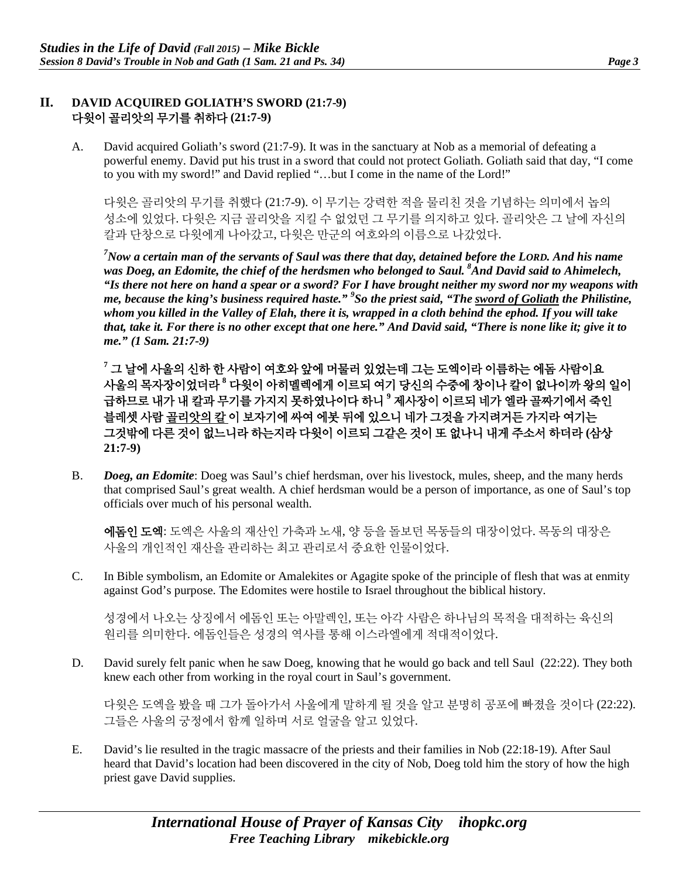## II. DAVID ACQUIRED GOLIATH'S SWORD (21:7-9)
## 다윗이 골리앗의 무기를 취하다 (21:7-9)

A. David acquired Goliath's sword (21:7-9). It was in the sanctuary at Nob as a memorial of defeating a powerful enemy. David put his trust in a sword that could not protect Goliath. Goliath said that day, "I come to you with my sword!" and David replied "…but I come in the name of the Lord!"

다윗은 골리앗의 무기를 취했다 (21:7-9). 이 무기는 강력한 적을 물리친 것을 기념하는 의미에서 놉의 성소에 있었다. 다윗은 지금 골리앗을 지킬 수 없었던 그 무기를 의지하고 있다. 골리앗은 그 날에 자신의 칼과 단창으로 다윗에게 나아갔고, 다윗은 만군의 여호와의 이름으로 나갔었다.

***[7]Now a certain man of the servants of Saul was there that day, detained before the LORD. And his name was Doeg, an Edomite, the chief of the herdsmen who belonged to Saul. [8]And David said to Ahimelech, "Is there not here on hand a spear or a sword? For I have brought neither my sword nor my weapons with me, because the king's business required haste." [9]So the priest said, "The <u>sword of Goliath</u> the Philistine, whom you killed in the Valley of Elah, there it is, wrapped in a cloth behind the ephod. If you will take that, take it. For there is no other except that one here." And David said, "There is none like it; give it to me." (1 Sam. 21:7-9)***

**[7] 그 날에 사울의 신하 한 사람이 여호와 앞에 머물러 있었는데 그는 도엑이라 이름하는 에돔 사람이요 사울의 목자장이었더라 [8] 다윗이 아히멜렉에게 이르되 여기 당신의 수중에 창이나 칼이 없나이까 왕의 일이 급하므로 내가 내 칼과 무기를 가지지 못하였나이다 하니 [9] 제사장이 이르되 네가 엘라 골짜기에서 죽인 블레셋 사람 <u>골리앗의 칼</u> 이 보자기에 싸여 에봇 뒤에 있으니 네가 그것을 가지려거든 가지라 여기는 그것밖에 다른 것이 없느니라 하는지라 다윗이 이르되 그같은 것이 또 없나니 내게 주소서 하더라 (삼상 21:7-9)**

B. ***Doeg, an Edomite***: Doeg was Saul's chief herdsman, over his livestock, mules, sheep, and the many herds that comprised Saul's great wealth. A chief herdsman would be a person of importance, as one of Saul's top officials over much of his personal wealth.

**에돔인 도엑**: 도엑은 사울의 재산인 가축과 노새, 양 등을 돌보던 목동들의 대장이었다. 목동의 대장은 사울의 개인적인 재산을 관리하는 최고 관리로서 중요한 인물이었다.

C. In Bible symbolism, an Edomite or Amalekites or Agagite spoke of the principle of flesh that was at enmity against God's purpose. The Edomites were hostile to Israel throughout the biblical history.

성경에서 나오는 상징에서 에돔인 또는 아말렉인, 또는 아각 사람은 하나님의 목적을 대적하는 육신의 원리를 의미한다. 에돔인들은 성경의 역사를 통해 이스라엘에게 적대적이었다.

D. David surely felt panic when he saw Doeg, knowing that he would go back and tell Saul (22:22). They both knew each other from working in the royal court in Saul's government.

다윗은 도엑을 봤을 때 그가 돌아가서 사울에게 말하게 될 것을 알고 분명히 공포에 빠졌을 것이다 (22:22). 그들은 사울의 궁정에서 함께 일하며 서로 얼굴을 알고 있었다.

E. David's lie resulted in the tragic massacre of the priests and their families in Nob (22:18-19). After Saul heard that David's location had been discovered in the city of Nob, Doeg told him the story of how the high priest gave David supplies.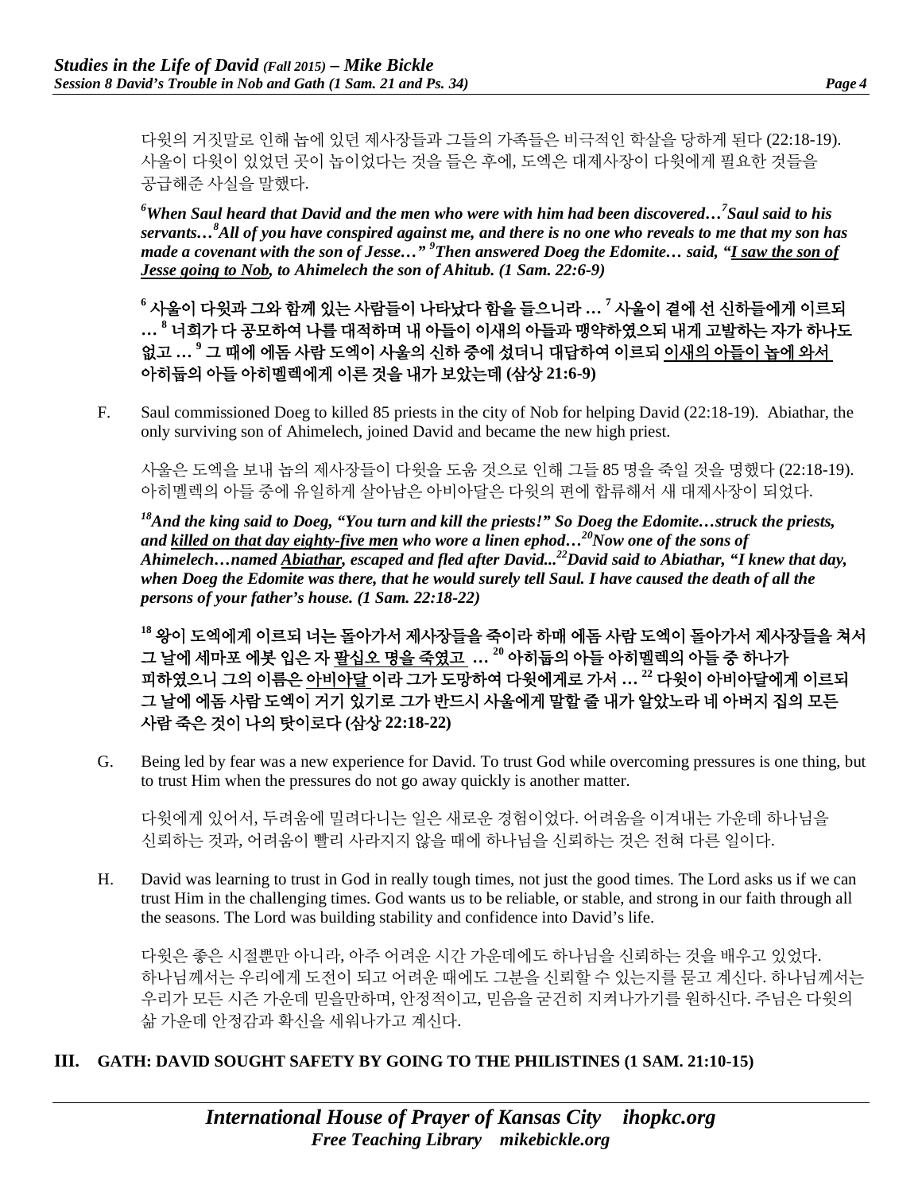다윗의 거짓말로 인해 놉에 있던 제사장들과 그들의 가족들은 비극적인 학살을 당하게 된다 (22:18-19). 사울이 다윗이 있었던 곳이 놉이었다는 것을 들은 후에, 도엑은 대제사장이 다윗에게 필요한 것들을 공급해준 사실을 말했다.

***[6]When Saul heard that David and the men who were with him had been discovered…[7]Saul said to his servants…[8]All of you have conspired against me, and there is no one who reveals to me that my son has made a covenant with the son of Jesse…" [9]Then answered Doeg the Edomite… said, "<u>I saw the son of Jesse going to Nob</u>, to Ahimelech the son of Ahitub. (1 Sam. 22:6-9)***

**[6] 사울이 다윗과 그와 함께 있는 사람들이 나타났다 함을 들으니라 … [7] 사울이 곁에 선 신하들에게 이르되 … [8] 너희가 다 공모하여 나를 대적하며 내 아들이 이새의 아들과 맹약하였으되 내게 고발하는 자가 하나도 없고 … [9] 그 때에 에돔 사람 도엑이 사울의 신하 중에 섰더니 대답하여 이르되 <u>이새의 아들이 놉에 와서</u> 아히둡의 아들 아히멜렉에게 이른 것을 내가 보았는데 (삼상 21:6-9)**

F. Saul commissioned Doeg to killed 85 priests in the city of Nob for helping David (22:18-19). Abiathar, the only surviving son of Ahimelech, joined David and became the new high priest.

사울은 도엑을 보내 놉의 제사장들이 다윗을 도움 것으로 인해 그들 85 명을 죽일 것을 명했다 (22:18-19). 아히멜렉의 아들 중에 유일하게 살아남은 아비아달은 다윗의 편에 합류해서 새 대제사장이 되었다.

***[18]And the king said to Doeg, "You turn and kill the priests!" So Doeg the Edomite…struck the priests, and <u>killed on that day eighty-five men</u> who wore a linen ephod…[20]Now one of the sons of Ahimelech…named <u>Abiathar</u>, escaped and fled after David...[22]David said to Abiathar, "I knew that day, when Doeg the Edomite was there, that he would surely tell Saul. I have caused the death of all the persons of your father's house. (1 Sam. 22:18-22)***

**[18] 왕이 도엑에게 이르되 너는 돌아가서 제사장들을 죽이라 하매 에돔 사람 도엑이 돌아가서 제사장들을 쳐서 그 날에 세마포 에봇 입은 자 <u>팔십오 명을 죽였고</u> … [20] 아히둡의 아들 아히멜렉의 아들 중 하나가 피하였으니 그의 이름은 <u>아비아달</u> 이라 그가 도망하여 다윗에게로 가서 … [22] 다윗이 아비아달에게 이르되 그 날에 에돔 사람 도엑이 거기 있기로 그가 반드시 사울에게 말할 줄 내가 알았노라 네 아버지 집의 모든 사람 죽은 것이 나의 탓이로다 (삼상 22:18-22)**

G. Being led by fear was a new experience for David. To trust God while overcoming pressures is one thing, but to trust Him when the pressures do not go away quickly is another matter.

다윗에게 있어서, 두려움에 밀려다니는 일은 새로운 경험이었다. 어려움을 이겨내는 가운데 하나님을 신뢰하는 것과, 어려움이 빨리 사라지지 않을 때에 하나님을 신뢰하는 것은 전혀 다른 일이다.

H. David was learning to trust in God in really tough times, not just the good times. The Lord asks us if we can trust Him in the challenging times. God wants us to be reliable, or stable, and strong in our faith through all the seasons. The Lord was building stability and confidence into David's life.

다윗은 좋은 시절뿐만 아니라, 아주 어려운 시간 가운데에도 하나님을 신뢰하는 것을 배우고 있었다. 하나님께서는 우리에게 도전이 되고 어려운 때에도 그분을 신뢰할 수 있는지를 묻고 계신다. 하나님께서는 우리가 모든 시즌 가운데 믿을만하며, 안정적이고, 믿음을 굳건히 지켜나가기를 원하신다. 주님은 다윗의 삶 가운데 안정감과 확신을 세워나가고 계신다.

## III. GATH: DAVID SOUGHT SAFETY BY GOING TO THE PHILISTINES (1 SAM. 21:10-15)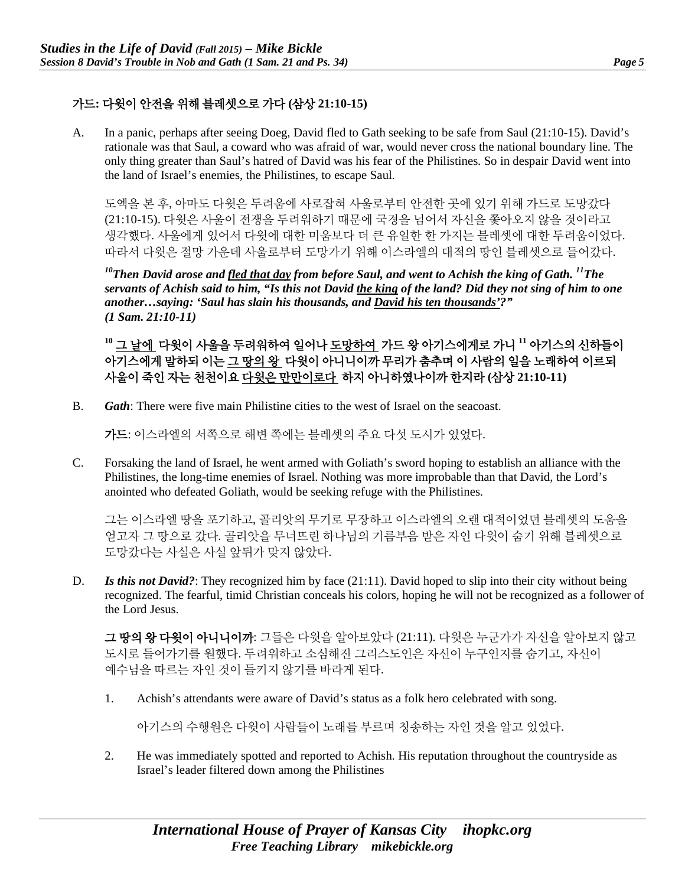### 가드: 다윗이 안전을 위해 블레셋으로 가다 (삼상 21:10-15)

A. In a panic, perhaps after seeing Doeg, David fled to Gath seeking to be safe from Saul (21:10-15). David's rationale was that Saul, a coward who was afraid of war, would never cross the national boundary line. The only thing greater than Saul's hatred of David was his fear of the Philistines. So in despair David went into the land of Israel's enemies, the Philistines, to escape Saul.

도엑을 본 후, 아마도 다윗은 두려움에 사로잡혀 사울로부터 안전한 곳에 있기 위해 가드로 도망갔다 (21:10-15). 다윗은 사울이 전쟁을 두려워하기 때문에 국경을 넘어서 자신을 좇아오지 않을 것이라고 생각했다. 사울에게 있어서 다윗에 대한 미움보다 더 큰 유일한 한 가지는 블레셋에 대한 두려움이었다. 따라서 다윗은 절망 가운데 사울로부터 도망가기 위해 이스라엘의 대적의 땅인 블레셋으로 들어갔다.

***[10]Then David arose and <u>fled that day</u> from before Saul, and went to Achish the king of Gath. [11]The servants of Achish said to him, "Is this not David <u>the king</u> of the land? Did they not sing of him to one another…saying: 'Saul has slain his thousands, and <u>David his ten thousands</u>'?" (1 Sam. 21:10-11)***

**[10] <u>그 날에</u> 다윗이 사울을 두려워하여 일어나 <u>도망하여</u> 가드 왕 아기스에게로 가니 [11] 아기스의 신하들이 아기스에게 말하되 이는 <u>그 땅의 왕</u> 다윗이 아니니이까 무리가 춤추며 이 사람의 일을 노래하여 이르되 사울이 죽인 자는 천천이요 <u>다윗은 만만이로다</u> 하지 아니하였나이까 한지라 (삼상 21:10-11)**

B. ***Gath***: There were five main Philistine cities to the west of Israel on the seacoast.

**가드**: 이스라엘의 서쪽으로 해변 쪽에는 블레셋의 주요 다섯 도시가 있었다.

C. Forsaking the land of Israel, he went armed with Goliath's sword hoping to establish an alliance with the Philistines, the long-time enemies of Israel. Nothing was more improbable than that David, the Lord's anointed who defeated Goliath, would be seeking refuge with the Philistines.

그는 이스라엘 땅을 포기하고, 골리앗의 무기로 무장하고 이스라엘의 오랜 대적이었던 블레셋의 도움을 얻고자 그 땅으로 갔다. 골리앗을 무너뜨린 하나님의 기름부음 받은 자인 다윗이 숨기 위해 블레셋으로 도망갔다는 사실은 사실 앞뒤가 맞지 않았다.

D. ***Is this not David?***: They recognized him by face (21:11). David hoped to slip into their city without being recognized. The fearful, timid Christian conceals his colors, hoping he will not be recognized as a follower of the Lord Jesus.

**그 땅의 왕 다윗이 아니니이까**: 그들은 다윗을 알아보았다 (21:11). 다윗은 누군가가 자신을 알아보지 않고 도시로 들어가기를 원했다. 두려워하고 소심해진 그리스도인은 자신이 누구인지를 숨기고, 자신이 예수님을 따르는 자인 것이 들키지 않기를 바라게 된다.

1. Achish's attendants were aware of David's status as a folk hero celebrated with song.

   아기스의 수행원은 다윗이 사람들이 노래를 부르며 칭송하는 자인 것을 알고 있었다.

2. He was immediately spotted and reported to Achish. His reputation throughout the countryside as Israel's leader filtered down among the Philistines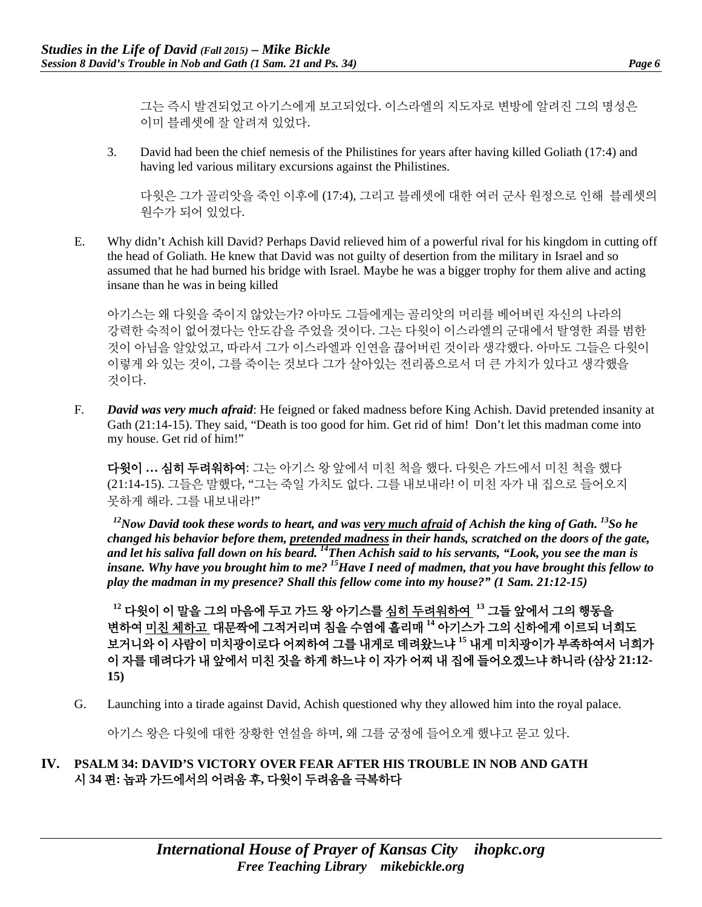그는 즉시 발견되었고 아기스에게 보고되었다. 이스라엘의 지도자로 변방에 알려진 그의 명성은 이미 블레셋에 잘 알려져 있었다.

3. David had been the chief nemesis of the Philistines for years after having killed Goliath (17:4) and having led various military excursions against the Philistines.

   다윗은 그가 골리앗을 죽인 이후에 (17:4), 그리고 블레셋에 대한 여러 군사 원정으로 인해 블레셋의 원수가 되어 있었다.

E. Why didn't Achish kill David? Perhaps David relieved him of a powerful rival for his kingdom in cutting off the head of Goliath. He knew that David was not guilty of desertion from the military in Israel and so assumed that he had burned his bridge with Israel. Maybe he was a bigger trophy for them alive and acting insane than he was in being killed

   아기스는 왜 다윗을 죽이지 않았는가? 아마도 그들에게는 골리앗의 머리를 베어버린 자신의 나라의 강력한 숙적이 없어졌다는 안도감을 주었을 것이다. 그는 다윗이 이스라엘의 군대에서 탈영한 죄를 범한 것이 아님을 알았었고, 따라서 그가 이스라엘과 인연을 끊어버린 것이라 생각했다. 아마도 그들은 다윗이 이렇게 와 있는 것이, 그를 죽이는 것보다 그가 살아있는 전리품으로서 더 큰 가치가 있다고 생각했을 것이다.

F. ***David was very much afraid***: He feigned or faked madness before King Achish. David pretended insanity at Gath (21:14-15). They said, "Death is too good for him. Get rid of him! Don't let this madman come into my house. Get rid of him!"

   **다윗이 … 심히 두려워하여**: 그는 아기스 왕 앞에서 미친 척을 했다. 다윗은 가드에서 미친 척을 했다 (21:14-15). 그들은 말했다, "그는 죽일 가치도 없다. 그를 내보내라! 이 미친 자가 내 집으로 들어오지 못하게 해라. 그를 내보내라!"

   ***[12]Now David took these words to heart, and was <u>very much afraid</u> of Achish the king of Gath. [13]So he changed his behavior before them, <u>pretended madness</u> in their hands, scratched on the doors of the gate, and let his saliva fall down on his beard. [14]Then Achish said to his servants, "Look, you see the man is insane. Why have you brought him to me? [15]Have I need of madmen, that you have brought this fellow to play the madman in my presence? Shall this fellow come into my house?" (1 Sam. 21:12-15)***

   **[12] 다윗이 이 말을 그의 마음에 두고 가드 왕 아기스를 <u>심히 두려워하여</u> [13] 그들 앞에서 그의 행동을 변하여 <u>미친 체하고</u> 대문짝에 그적거리며 침을 수염에 흘리매 [14] 아기스가 그의 신하에게 이르되 너희도 보거니와 이 사람이 미치광이로다 어찌하여 그를 내게로 데려왔느냐 [15] 내게 미치광이가 부족하여서 너희가 이 자를 데려다가 내 앞에서 미친 짓을 하게 하느냐 이 자가 어찌 내 집에 들어오겠느냐 하니라 (삼상 21:12-15)**

G. Launching into a tirade against David, Achish questioned why they allowed him into the royal palace.

   아기스 왕은 다윗에 대한 장황한 연설을 하며, 왜 그를 궁정에 들어오게 했냐고 묻고 있다.

## IV. PSALM 34: DAVID'S VICTORY OVER FEAR AFTER HIS TROUBLE IN NOB AND GATH
## 시 34 편: 놉과 가드에서의 어려움 후, 다윗이 두려움을 극복하다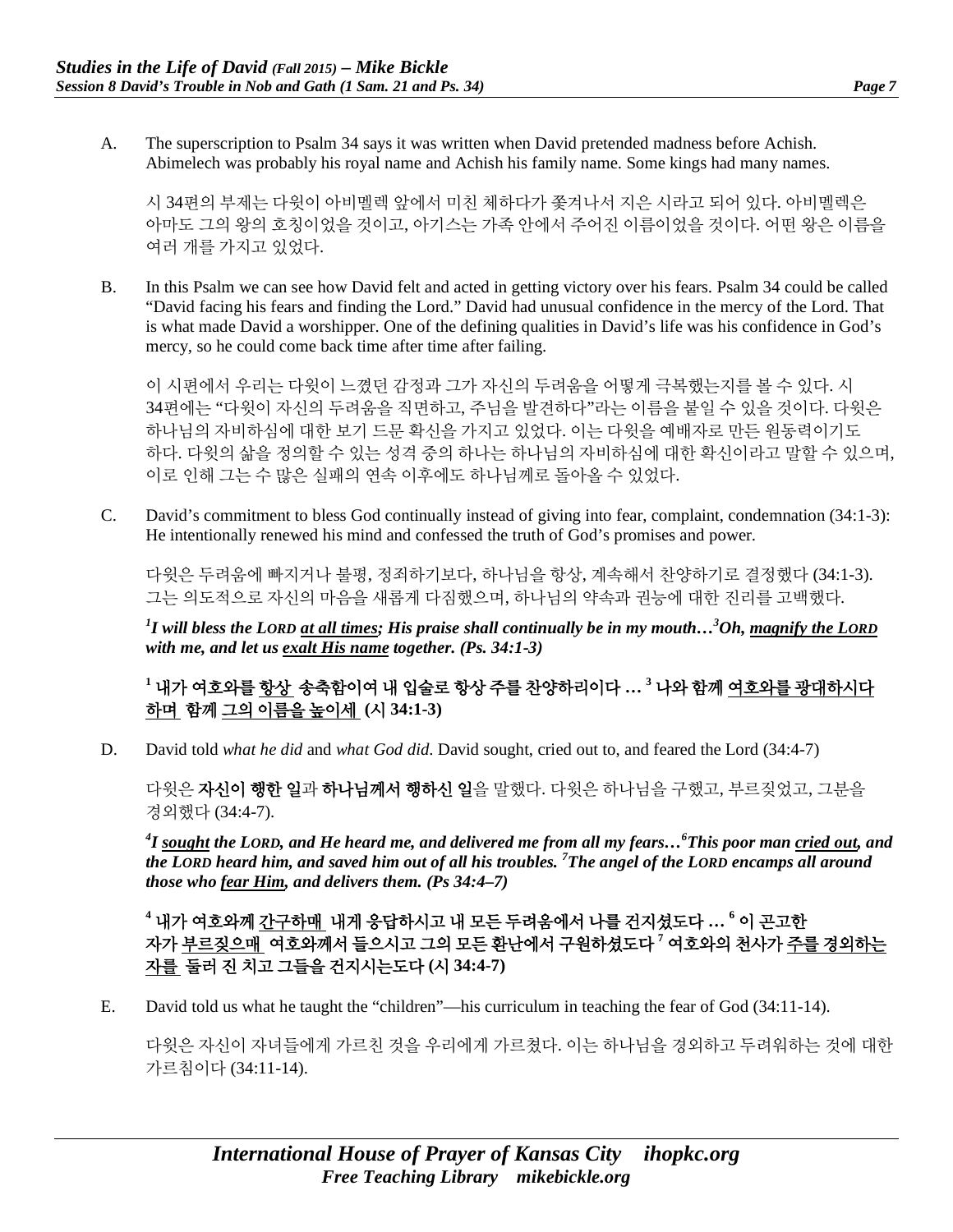A. The superscription to Psalm 34 says it was written when David pretended madness before Achish. Abimelech was probably his royal name and Achish his family name. Some kings had many names.

시 34편의 부제는 다윗이 아비멜렉 앞에서 미친 체하다가 쫓겨나서 지은 시라고 되어 있다. 아비멜렉은 아마도 그의 왕의 호칭이었을 것이고, 아기스는 가족 안에서 주어진 이름이었을 것이다. 어떤 왕은 이름을 여러 개를 가지고 있었다.

B. In this Psalm we can see how David felt and acted in getting victory over his fears. Psalm 34 could be called "David facing his fears and finding the Lord." David had unusual confidence in the mercy of the Lord. That is what made David a worshipper. One of the defining qualities in David's life was his confidence in God's mercy, so he could come back time after time after failing.

이 시편에서 우리는 다윗이 느꼈던 감정과 그가 자신의 두려움을 어떻게 극복했는지를 볼 수 있다. 시 34편에는 "다윗이 자신의 두려움을 직면하고, 주님을 발견하다"라는 이름을 붙일 수 있을 것이다. 다윗은 하나님의 자비하심에 대한 보기 드문 확신을 가지고 있었다. 이는 다윗을 예배자로 만든 원동력이기도 하다. 다윗의 삶을 정의할 수 있는 성격 중의 하나는 하나님의 자비하심에 대한 확신이라고 말할 수 있으며, 이로 인해 그는 수 많은 실패의 연속 이후에도 하나님께로 돌아올 수 있었다.

C. David's commitment to bless God continually instead of giving into fear, complaint, condemnation (34:1-3): He intentionally renewed his mind and confessed the truth of God's promises and power.

다윗은 두려움에 빠지거나 불평, 정죄하기보다, 하나님을 항상, 계속해서 찬양하기로 결정했다 (34:1-3). 그는 의도적으로 자신의 마음을 새롭게 다짐했으며, 하나님의 약속과 권능에 대한 진리를 고백했다.

***[1]I will bless the LORD <u>at all times</u>; His praise shall continually be in my mouth…[3]Oh, <u>magnify the LORD</u> with me, and let us <u>exalt His name</u> together. (Ps. 34:1-3)***

**[1] 내가 여호와를 <u>항상</u> 송축함이여 내 입술로 항상 주를 찬양하리이다 … [3] 나와 함께 <u>여호와를 광대하시다 하며</u> 함께 <u>그의 이름을 높이세</u> (시 34:1-3)**

D. David told *what he did* and *what God did*. David sought, cried out to, and feared the Lord (34:4-7)

다윗은 **자신이 행한 일**과 **하나님께서 행하신 일**을 말했다. 다윗은 하나님을 구했고, 부르짖었고, 그분을 경외했다 (34:4-7).

***[4]I <u>sought</u> the LORD, and He heard me, and delivered me from all my fears…[6]This poor man <u>cried out</u>, and the LORD heard him, and saved him out of all his troubles. [7]The angel of the LORD encamps all around those who <u>fear Him</u>, and delivers them. (Ps 34:4–7)***

**[4] 내가 여호와께 <u>간구하매</u> 내게 응답하시고 내 모든 두려움에서 나를 건지셨도다 … [6] 이 곤고한 자가 <u>부르짖으매</u> 여호와께서 들으시고 그의 모든 환난에서 구원하셨도다 [7] 여호와의 천사가 <u>주를 경외하는 자를</u> 둘러 진 치고 그들을 건지시는도다 (시 34:4-7)**

E. David told us what he taught the "children"—his curriculum in teaching the fear of God (34:11-14).

다윗은 자신이 자녀들에게 가르친 것을 우리에게 가르쳤다. 이는 하나님을 경외하고 두려워하는 것에 대한 가르침이다 (34:11-14).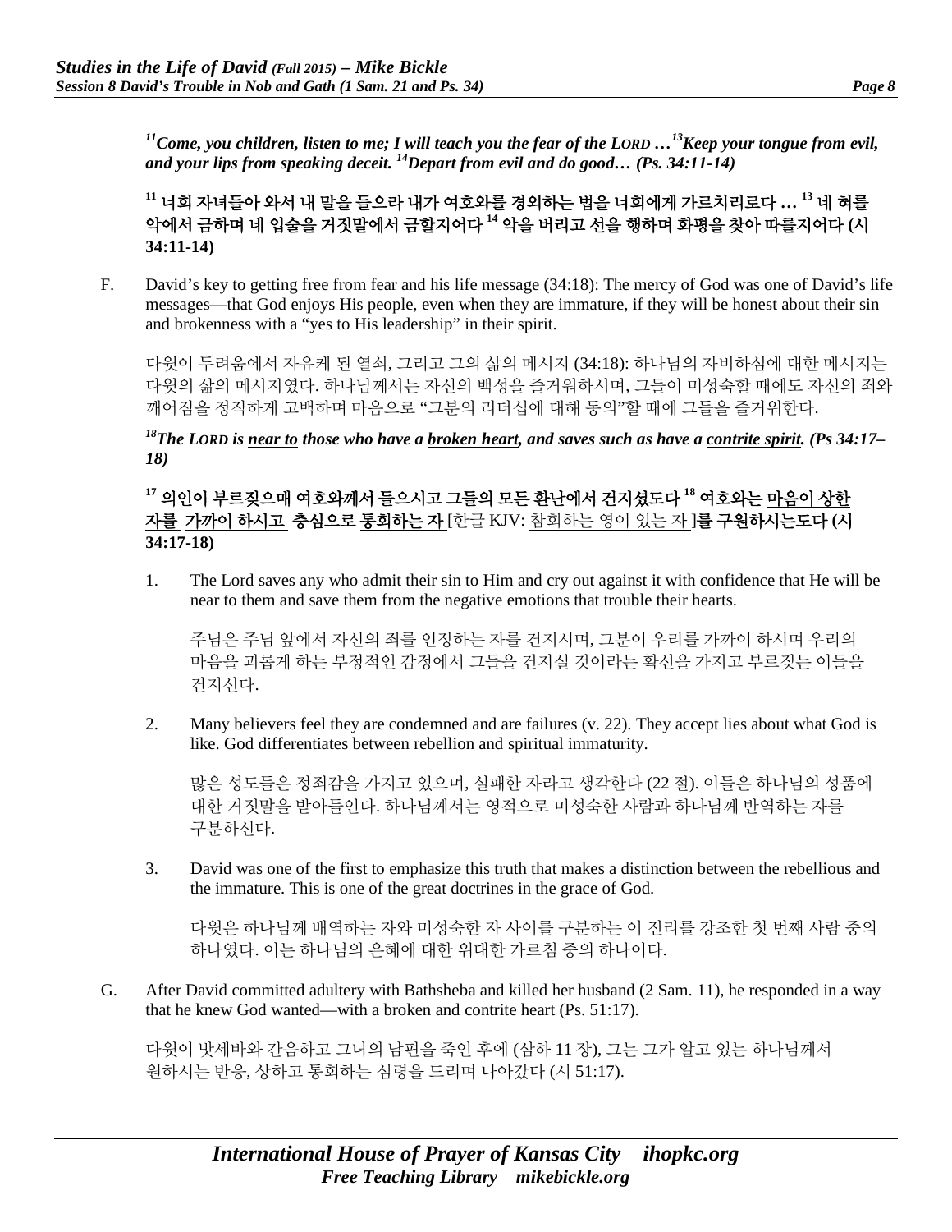***[11]Come, you children, listen to me; I will teach you the fear of the LORD …[13]Keep your tongue from evil, and your lips from speaking deceit. [14]Depart from evil and do good… (Ps. 34:11-14)***

**[11] 너희 자녀들아 와서 내 말을 들으라 내가 여호와를 경외하는 법을 너희에게 가르치리로다 … [13] 네 혀를 악에서 금하며 네 입술을 거짓말에서 금할지어다 [14] 악을 버리고 선을 행하며 화평을 찾아 따를지어다 (시 34:11-14)**

F. David's key to getting free from fear and his life message (34:18): The mercy of God was one of David's life messages—that God enjoys His people, even when they are immature, if they will be honest about their sin and brokenness with a "yes to His leadership" in their spirit.

다윗이 두려움에서 자유케 된 열쇠, 그리고 그의 삶의 메시지 (34:18): 하나님의 자비하심에 대한 메시지는 다윗의 삶의 메시지였다. 하나님께서는 자신의 백성을 즐거워하시며, 그들이 미성숙할 때에도 자신의 죄와 깨어짐을 정직하게 고백하며 마음으로 "그분의 리더십에 대해 동의"할 때에 그들을 즐거워한다.

***[18]The LORD is <u>near to</u> those who have a <u>broken heart</u>, and saves such as have a <u>contrite spirit</u>. (Ps 34:17–18)***

**[17] 의인이 부르짖으매 여호와께서 들으시고 그들의 모든 환난에서 건지셨도다 [18] 여호와는 <u>마음이 상한 자를 가까이 하시고</u> 충심으로 <u>통회하는 자</u>** [한글 KJV: <u>참회하는 영이 있는 자</u>]**를 구원하시는도다 (시 34:17-18)**

1. The Lord saves any who admit their sin to Him and cry out against it with confidence that He will be near to them and save them from the negative emotions that trouble their hearts.

   주님은 주님 앞에서 자신의 죄를 인정하는 자를 건지시며, 그분이 우리를 가까이 하시며 우리의 마음을 괴롭게 하는 부정적인 감정에서 그들을 건지실 것이라는 확신을 가지고 부르짖는 이들을 건지신다.

2. Many believers feel they are condemned and are failures (v. 22). They accept lies about what God is like. God differentiates between rebellion and spiritual immaturity.

   많은 성도들은 정죄감을 가지고 있으며, 실패한 자라고 생각한다 (22 절). 이들은 하나님의 성품에 대한 거짓말을 받아들인다. 하나님께서는 영적으로 미성숙한 사람과 하나님께 반역하는 자를 구분하신다.

3. David was one of the first to emphasize this truth that makes a distinction between the rebellious and the immature. This is one of the great doctrines in the grace of God.

   다윗은 하나님께 배역하는 자와 미성숙한 자 사이를 구분하는 이 진리를 강조한 첫 번째 사람 중의 하나였다. 이는 하나님의 은혜에 대한 위대한 가르침 중의 하나이다.

G. After David committed adultery with Bathsheba and killed her husband (2 Sam. 11), he responded in a way that he knew God wanted—with a broken and contrite heart (Ps. 51:17).

다윗이 밧세바와 간음하고 그녀의 남편을 죽인 후에 (삼하 11 장), 그는 그가 알고 있는 하나님께서 원하시는 반응, 상하고 통회하는 심령을 드리며 나아갔다 (시 51:17).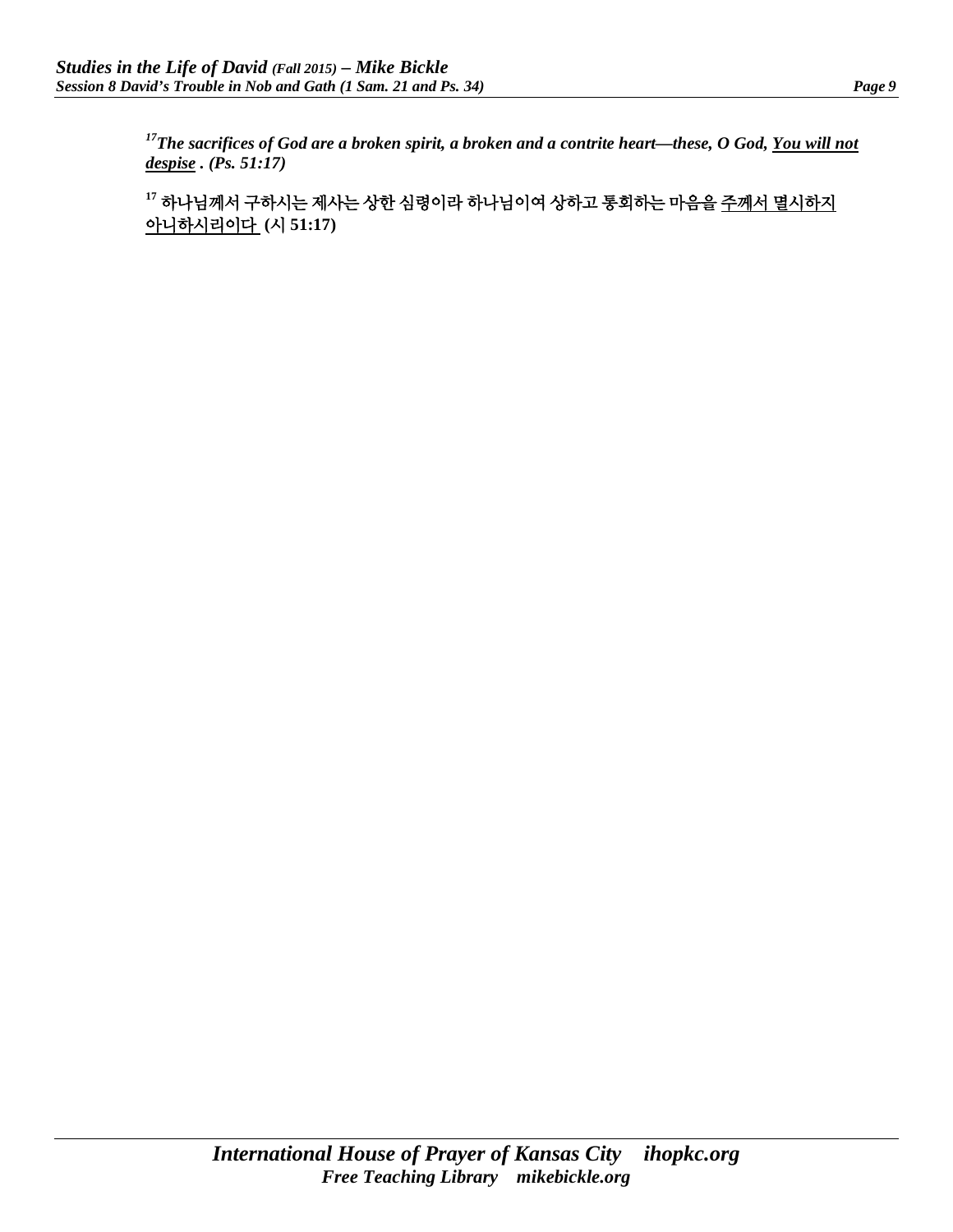[17]*The sacrifices of God are a broken spirit, a broken and a contrite heart—these, O God, <u>You will not despise</u> . (Ps. 51:17)*

[17] 하나님께서 구하시는 제사는 상한 심령이라 하나님이여 상하고 통회하는 마음을 <u>주께서 멸시하지 아니하시리이다</u> **(시 51:17)**